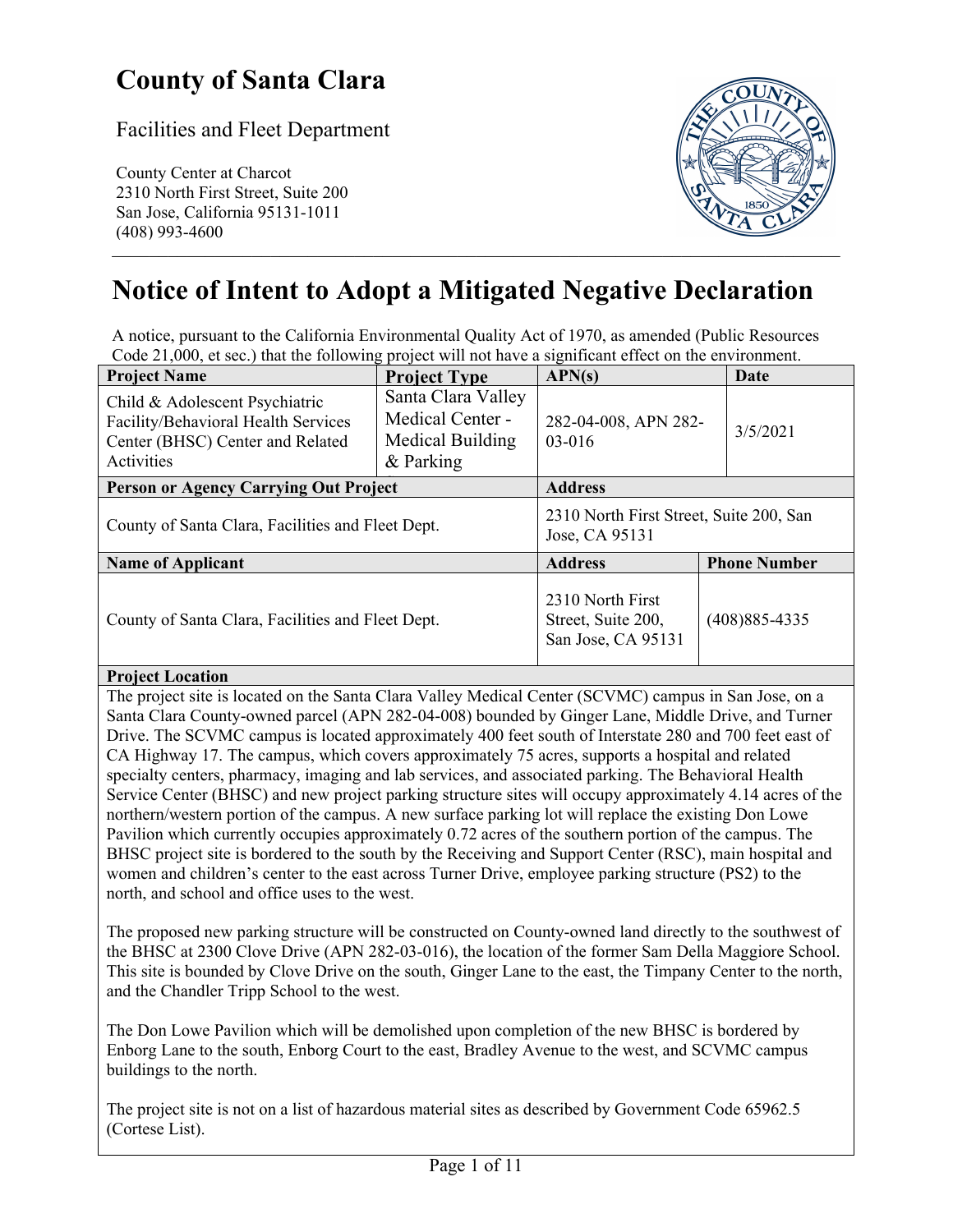# County of Santa Clara

Facilities and Fleet Department

County Center at Charcot
2310 North First Street, Suite 200
San Jose, California 95131-1011
(408) 993-4600

# Notice of Intent to Adopt a Mitigated Negative Declaration

A notice, pursuant to the California Environmental Quality Act of 1970, as amended (Public Resources Code 21,000, et sec.) that the following project will not have a significant effect on the environment.

| Project Name | Project Type | APN(s) | Date |
|---|---|---|---|
| Child & Adolescent Psychiatric Facility/Behavioral Health Services Center (BHSC) Center and Related Activities | Santa Clara Valley Medical Center - Medical Building & Parking | 282-04-008, APN 282-03-016 | 3/5/2021 |

| Person or Agency Carrying Out Project | Address |
|---|---|
| County of Santa Clara, Facilities and Fleet Dept. | 2310 North First Street, Suite 200, San Jose, CA 95131 |

| Name of Applicant | Address | Phone Number |
|---|---|---|
| County of Santa Clara, Facilities and Fleet Dept. | 2310 North First Street, Suite 200, San Jose, CA 95131 | (408)885-4335 |

**Project Location**

The project site is located on the Santa Clara Valley Medical Center (SCVMC) campus in San Jose, on a Santa Clara County-owned parcel (APN 282-04-008) bounded by Ginger Lane, Middle Drive, and Turner Drive. The SCVMC campus is located approximately 400 feet south of Interstate 280 and 700 feet east of CA Highway 17. The campus, which covers approximately 75 acres, supports a hospital and related specialty centers, pharmacy, imaging and lab services, and associated parking. The Behavioral Health Service Center (BHSC) and new project parking structure sites will occupy approximately 4.14 acres of the northern/western portion of the campus. A new surface parking lot will replace the existing Don Lowe Pavilion which currently occupies approximately 0.72 acres of the southern portion of the campus. The BHSC project site is bordered to the south by the Receiving and Support Center (RSC), main hospital and women and children's center to the east across Turner Drive, employee parking structure (PS2) to the north, and school and office uses to the west.

The proposed new parking structure will be constructed on County-owned land directly to the southwest of the BHSC at 2300 Clove Drive (APN 282-03-016), the location of the former Sam Della Maggiore School. This site is bounded by Clove Drive on the south, Ginger Lane to the east, the Timpany Center to the north, and the Chandler Tripp School to the west.

The Don Lowe Pavilion which will be demolished upon completion of the new BHSC is bordered by Enborg Lane to the south, Enborg Court to the east, Bradley Avenue to the west, and SCVMC campus buildings to the north.

The project site is not on a list of hazardous material sites as described by Government Code 65962.5 (Cortese List).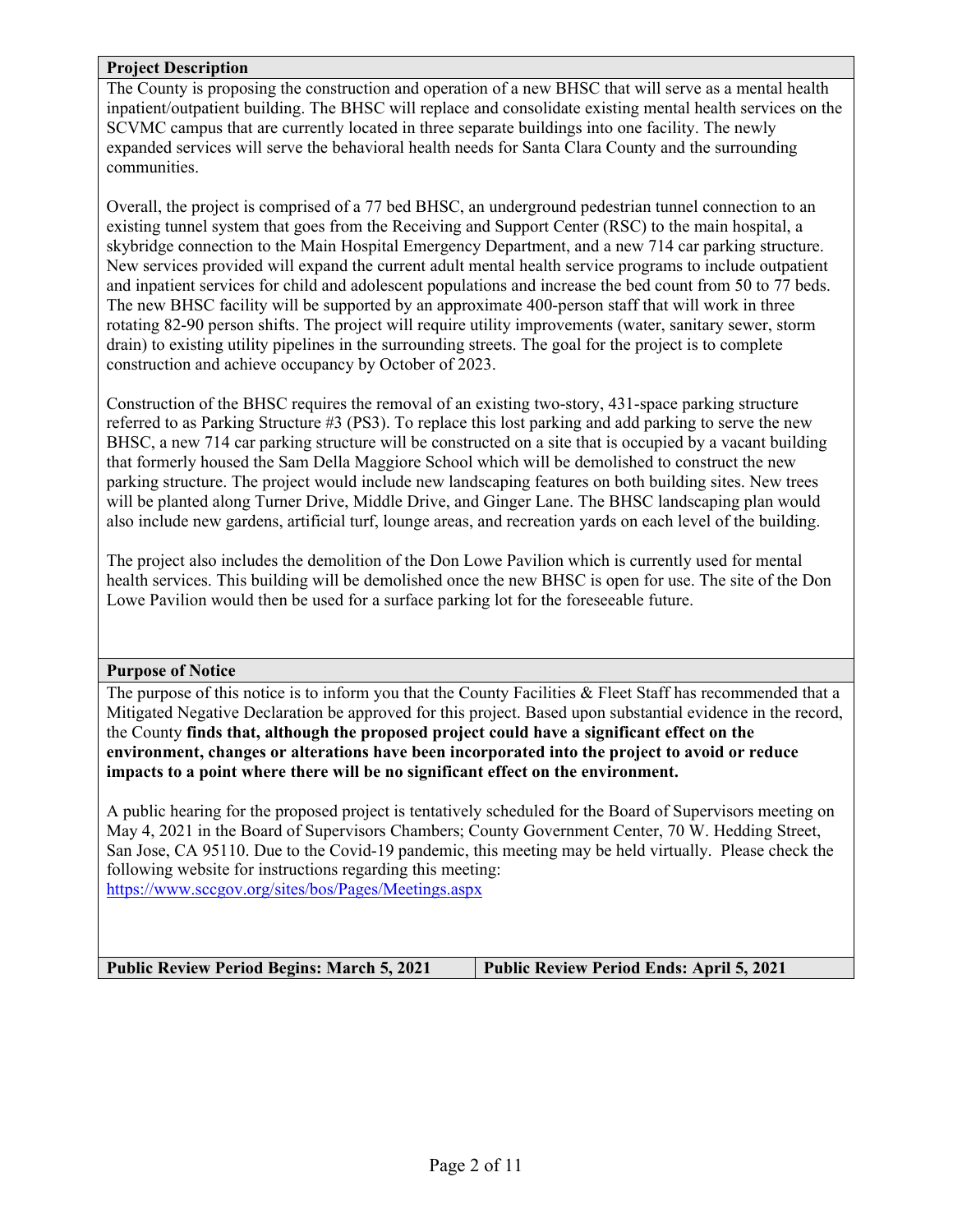## Project Description

The County is proposing the construction and operation of a new BHSC that will serve as a mental health inpatient/outpatient building. The BHSC will replace and consolidate existing mental health services on the SCVMC campus that are currently located in three separate buildings into one facility. The newly expanded services will serve the behavioral health needs for Santa Clara County and the surrounding communities.

Overall, the project is comprised of a 77 bed BHSC, an underground pedestrian tunnel connection to an existing tunnel system that goes from the Receiving and Support Center (RSC) to the main hospital, a skybridge connection to the Main Hospital Emergency Department, and a new 714 car parking structure. New services provided will expand the current adult mental health service programs to include outpatient and inpatient services for child and adolescent populations and increase the bed count from 50 to 77 beds. The new BHSC facility will be supported by an approximate 400-person staff that will work in three rotating 82-90 person shifts. The project will require utility improvements (water, sanitary sewer, storm drain) to existing utility pipelines in the surrounding streets. The goal for the project is to complete construction and achieve occupancy by October of 2023.

Construction of the BHSC requires the removal of an existing two-story, 431-space parking structure referred to as Parking Structure #3 (PS3). To replace this lost parking and add parking to serve the new BHSC, a new 714 car parking structure will be constructed on a site that is occupied by a vacant building that formerly housed the Sam Della Maggiore School which will be demolished to construct the new parking structure. The project would include new landscaping features on both building sites. New trees will be planted along Turner Drive, Middle Drive, and Ginger Lane. The BHSC landscaping plan would also include new gardens, artificial turf, lounge areas, and recreation yards on each level of the building.

The project also includes the demolition of the Don Lowe Pavilion which is currently used for mental health services. This building will be demolished once the new BHSC is open for use. The site of the Don Lowe Pavilion would then be used for a surface parking lot for the foreseeable future.

## Purpose of Notice

The purpose of this notice is to inform you that the County Facilities & Fleet Staff has recommended that a Mitigated Negative Declaration be approved for this project. Based upon substantial evidence in the record, the County **finds that, although the proposed project could have a significant effect on the environment, changes or alterations have been incorporated into the project to avoid or reduce impacts to a point where there will be no significant effect on the environment.**

A public hearing for the proposed project is tentatively scheduled for the Board of Supervisors meeting on May 4, 2021 in the Board of Supervisors Chambers; County Government Center, 70 W. Hedding Street, San Jose, CA 95110. Due to the Covid-19 pandemic, this meeting may be held virtually. Please check the following website for instructions regarding this meeting:
https://www.sccgov.org/sites/bos/Pages/Meetings.aspx

| **Public Review Period Begins: March 5, 2021** | **Public Review Period Ends: April 5, 2021** |
| --- | --- |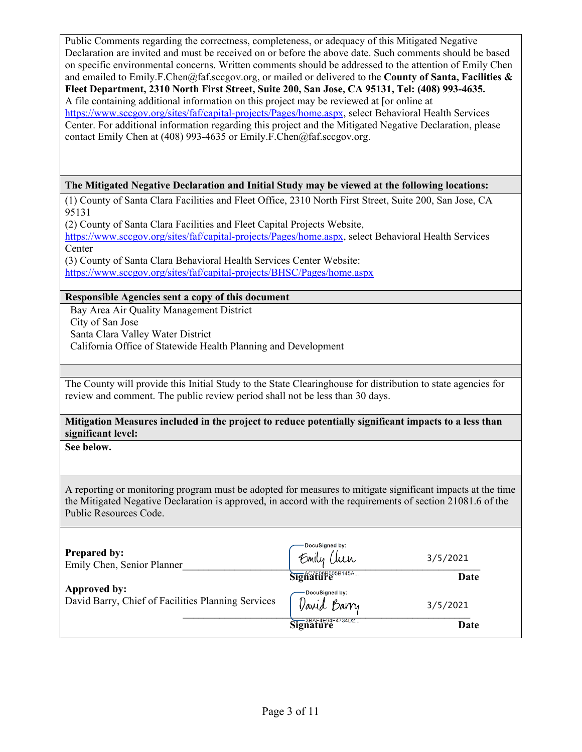Public Comments regarding the correctness, completeness, or adequacy of this Mitigated Negative Declaration are invited and must be received on or before the above date. Such comments should be based on specific environmental concerns. Written comments should be addressed to the attention of Emily Chen and emailed to Emily.F.Chen@faf.sccgov.org, or mailed or delivered to the **County of Santa, Facilities & Fleet Department, 2310 North First Street, Suite 200, San Jose, CA 95131, Tel: (408) 993-4635.** A file containing additional information on this project may be reviewed at [or online at https://www.sccgov.org/sites/faf/capital-projects/Pages/home.aspx, select Behavioral Health Services Center. For additional information regarding this project and the Mitigated Negative Declaration, please contact Emily Chen at (408) 993-4635 or Emily.F.Chen@faf.sccgov.org.

**The Mitigated Negative Declaration and Initial Study may be viewed at the following locations:**

(1) County of Santa Clara Facilities and Fleet Office, 2310 North First Street, Suite 200, San Jose, CA 95131
(2) County of Santa Clara Facilities and Fleet Capital Projects Website, https://www.sccgov.org/sites/faf/capital-projects/Pages/home.aspx, select Behavioral Health Services Center
(3) County of Santa Clara Behavioral Health Services Center Website: https://www.sccgov.org/sites/faf/capital-projects/BHSC/Pages/home.aspx

**Responsible Agencies sent a copy of this document**

Bay Area Air Quality Management District
City of San Jose
Santa Clara Valley Water District
California Office of Statewide Health Planning and Development

The County will provide this Initial Study to the State Clearinghouse for distribution to state agencies for review and comment. The public review period shall not be less than 30 days.

**Mitigation Measures included in the project to reduce potentially significant impacts to a less than significant level:**

**See below.**

A reporting or monitoring program must be adopted for measures to mitigate significant impacts at the time the Mitigated Negative Declaration is approved, in accord with the requirements of section 21081.6 of the Public Resources Code.

| | Signature | Date |
|---|---|---|
| **Prepared by:** Emily Chen, Senior Planner | DocuSigned by: Emily Chen AC7E06B005B145A... | 3/5/2021 |
| **Approved by:** David Barry, Chief of Facilities Planning Services | DocuSigned by: David Barry 3BAF4E94F4734D2... | 3/5/2021 |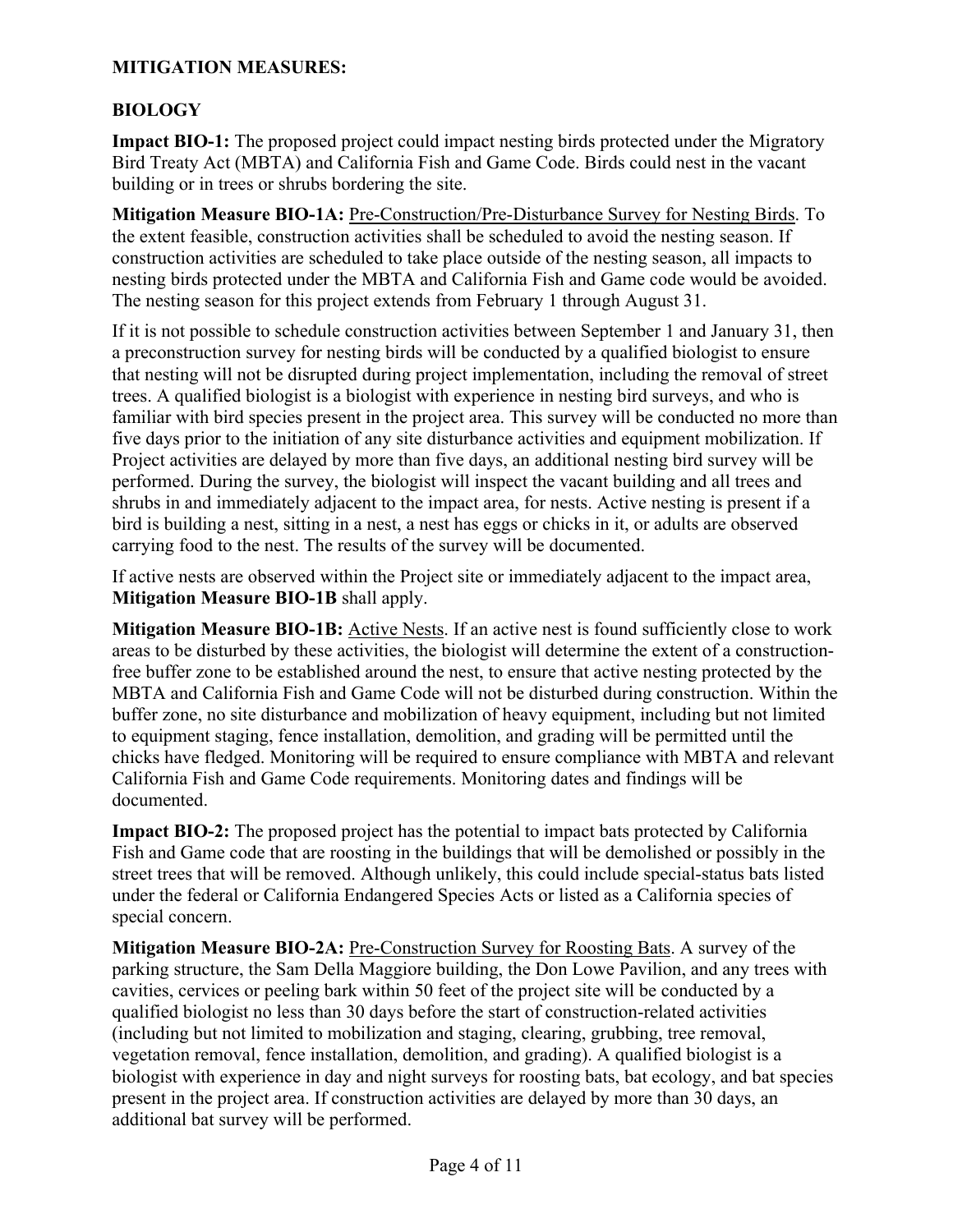**MITIGATION MEASURES:**

**BIOLOGY**

**Impact BIO-1:** The proposed project could impact nesting birds protected under the Migratory Bird Treaty Act (MBTA) and California Fish and Game Code. Birds could nest in the vacant building or in trees or shrubs bordering the site.

**Mitigation Measure BIO-1A:** Pre-Construction/Pre-Disturbance Survey for Nesting Birds. To the extent feasible, construction activities shall be scheduled to avoid the nesting season. If construction activities are scheduled to take place outside of the nesting season, all impacts to nesting birds protected under the MBTA and California Fish and Game code would be avoided. The nesting season for this project extends from February 1 through August 31.

If it is not possible to schedule construction activities between September 1 and January 31, then a preconstruction survey for nesting birds will be conducted by a qualified biologist to ensure that nesting will not be disrupted during project implementation, including the removal of street trees. A qualified biologist is a biologist with experience in nesting bird surveys, and who is familiar with bird species present in the project area. This survey will be conducted no more than five days prior to the initiation of any site disturbance activities and equipment mobilization. If Project activities are delayed by more than five days, an additional nesting bird survey will be performed. During the survey, the biologist will inspect the vacant building and all trees and shrubs in and immediately adjacent to the impact area, for nests. Active nesting is present if a bird is building a nest, sitting in a nest, a nest has eggs or chicks in it, or adults are observed carrying food to the nest. The results of the survey will be documented.

If active nests are observed within the Project site or immediately adjacent to the impact area, **Mitigation Measure BIO-1B** shall apply.

**Mitigation Measure BIO-1B:** Active Nests. If an active nest is found sufficiently close to work areas to be disturbed by these activities, the biologist will determine the extent of a construction-free buffer zone to be established around the nest, to ensure that active nesting protected by the MBTA and California Fish and Game Code will not be disturbed during construction. Within the buffer zone, no site disturbance and mobilization of heavy equipment, including but not limited to equipment staging, fence installation, demolition, and grading will be permitted until the chicks have fledged. Monitoring will be required to ensure compliance with MBTA and relevant California Fish and Game Code requirements. Monitoring dates and findings will be documented.

**Impact BIO-2:** The proposed project has the potential to impact bats protected by California Fish and Game code that are roosting in the buildings that will be demolished or possibly in the street trees that will be removed. Although unlikely, this could include special-status bats listed under the federal or California Endangered Species Acts or listed as a California species of special concern.

**Mitigation Measure BIO-2A:** Pre-Construction Survey for Roosting Bats. A survey of the parking structure, the Sam Della Maggiore building, the Don Lowe Pavilion, and any trees with cavities, cervices or peeling bark within 50 feet of the project site will be conducted by a qualified biologist no less than 30 days before the start of construction-related activities (including but not limited to mobilization and staging, clearing, grubbing, tree removal, vegetation removal, fence installation, demolition, and grading). A qualified biologist is a biologist with experience in day and night surveys for roosting bats, bat ecology, and bat species present in the project area. If construction activities are delayed by more than 30 days, an additional bat survey will be performed.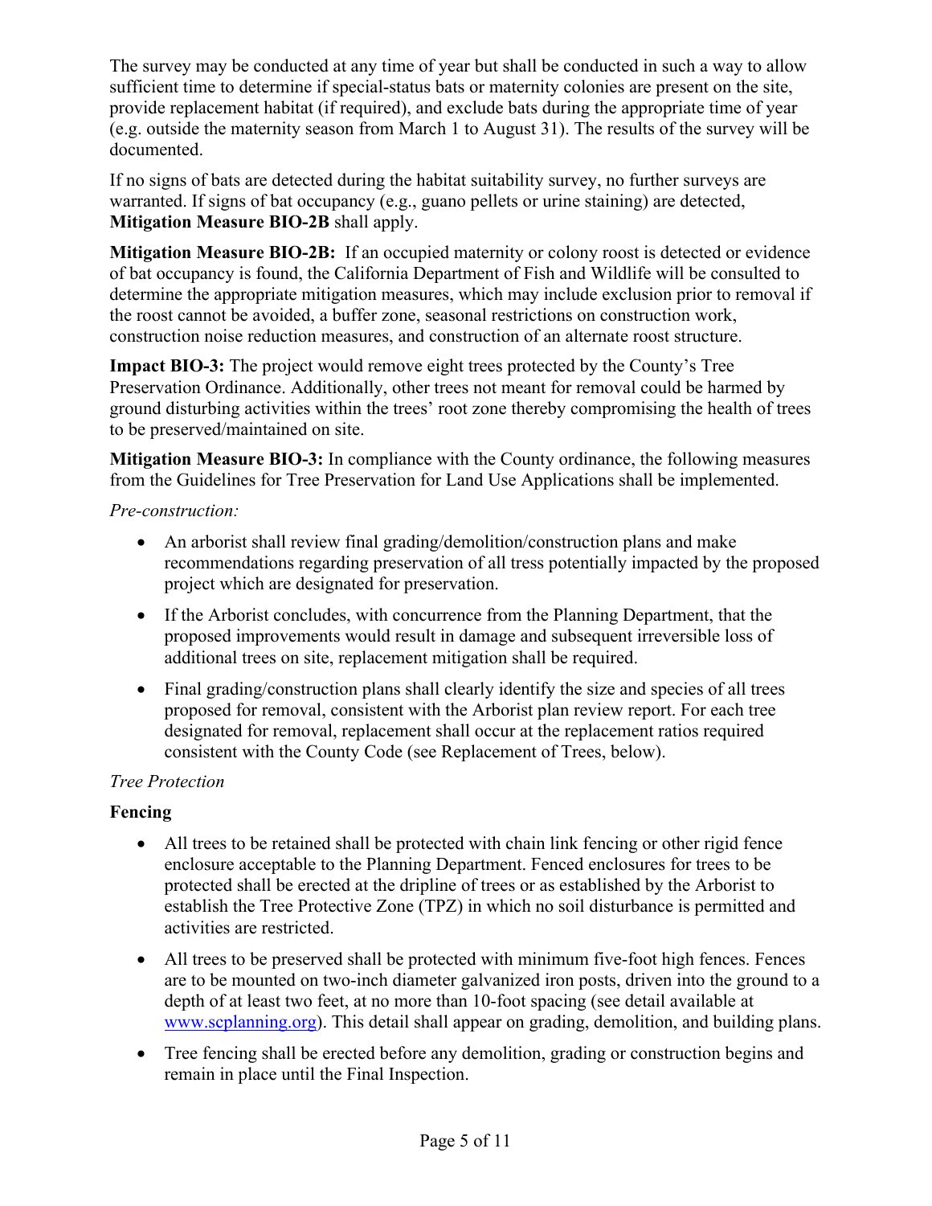The survey may be conducted at any time of year but shall be conducted in such a way to allow sufficient time to determine if special-status bats or maternity colonies are present on the site, provide replacement habitat (if required), and exclude bats during the appropriate time of year (e.g. outside the maternity season from March 1 to August 31). The results of the survey will be documented.

If no signs of bats are detected during the habitat suitability survey, no further surveys are warranted. If signs of bat occupancy (e.g., guano pellets or urine staining) are detected, **Mitigation Measure BIO-2B** shall apply.

**Mitigation Measure BIO-2B:** If an occupied maternity or colony roost is detected or evidence of bat occupancy is found, the California Department of Fish and Wildlife will be consulted to determine the appropriate mitigation measures, which may include exclusion prior to removal if the roost cannot be avoided, a buffer zone, seasonal restrictions on construction work, construction noise reduction measures, and construction of an alternate roost structure.

**Impact BIO-3:** The project would remove eight trees protected by the County's Tree Preservation Ordinance. Additionally, other trees not meant for removal could be harmed by ground disturbing activities within the trees' root zone thereby compromising the health of trees to be preserved/maintained on site.

**Mitigation Measure BIO-3:** In compliance with the County ordinance, the following measures from the Guidelines for Tree Preservation for Land Use Applications shall be implemented.

*Pre-construction:*

- An arborist shall review final grading/demolition/construction plans and make recommendations regarding preservation of all tress potentially impacted by the proposed project which are designated for preservation.
- If the Arborist concludes, with concurrence from the Planning Department, that the proposed improvements would result in damage and subsequent irreversible loss of additional trees on site, replacement mitigation shall be required.
- Final grading/construction plans shall clearly identify the size and species of all trees proposed for removal, consistent with the Arborist plan review report. For each tree designated for removal, replacement shall occur at the replacement ratios required consistent with the County Code (see Replacement of Trees, below).

*Tree Protection*

**Fencing**

- All trees to be retained shall be protected with chain link fencing or other rigid fence enclosure acceptable to the Planning Department. Fenced enclosures for trees to be protected shall be erected at the dripline of trees or as established by the Arborist to establish the Tree Protective Zone (TPZ) in which no soil disturbance is permitted and activities are restricted.
- All trees to be preserved shall be protected with minimum five-foot high fences. Fences are to be mounted on two-inch diameter galvanized iron posts, driven into the ground to a depth of at least two feet, at no more than 10-foot spacing (see detail available at www.scplanning.org). This detail shall appear on grading, demolition, and building plans.
- Tree fencing shall be erected before any demolition, grading or construction begins and remain in place until the Final Inspection.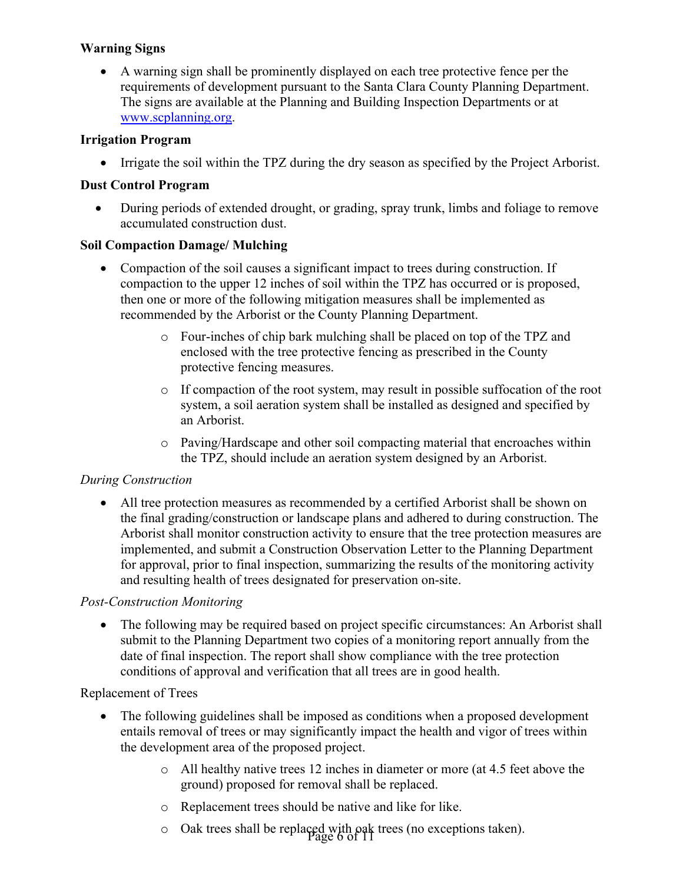**Warning Signs**

- A warning sign shall be prominently displayed on each tree protective fence per the requirements of development pursuant to the Santa Clara County Planning Department. The signs are available at the Planning and Building Inspection Departments or at www.scplanning.org.

**Irrigation Program**

- Irrigate the soil within the TPZ during the dry season as specified by the Project Arborist.

**Dust Control Program**

- During periods of extended drought, or grading, spray trunk, limbs and foliage to remove accumulated construction dust.

**Soil Compaction Damage/ Mulching**

- Compaction of the soil causes a significant impact to trees during construction. If compaction to the upper 12 inches of soil within the TPZ has occurred or is proposed, then one or more of the following mitigation measures shall be implemented as recommended by the Arborist or the County Planning Department.
    - Four-inches of chip bark mulching shall be placed on top of the TPZ and enclosed with the tree protective fencing as prescribed in the County protective fencing measures.
    - If compaction of the root system, may result in possible suffocation of the root system, a soil aeration system shall be installed as designed and specified by an Arborist.
    - Paving/Hardscape and other soil compacting material that encroaches within the TPZ, should include an aeration system designed by an Arborist.

*During Construction*

- All tree protection measures as recommended by a certified Arborist shall be shown on the final grading/construction or landscape plans and adhered to during construction. The Arborist shall monitor construction activity to ensure that the tree protection measures are implemented, and submit a Construction Observation Letter to the Planning Department for approval, prior to final inspection, summarizing the results of the monitoring activity and resulting health of trees designated for preservation on-site.

*Post-Construction Monitoring*

- The following may be required based on project specific circumstances: An Arborist shall submit to the Planning Department two copies of a monitoring report annually from the date of final inspection. The report shall show compliance with the tree protection conditions of approval and verification that all trees are in good health.

Replacement of Trees

- The following guidelines shall be imposed as conditions when a proposed development entails removal of trees or may significantly impact the health and vigor of trees within the development area of the proposed project.
    - All healthy native trees 12 inches in diameter or more (at 4.5 feet above the ground) proposed for removal shall be replaced.
    - Replacement trees should be native and like for like.
    - Oak trees shall be replaced with oak trees (no exceptions taken).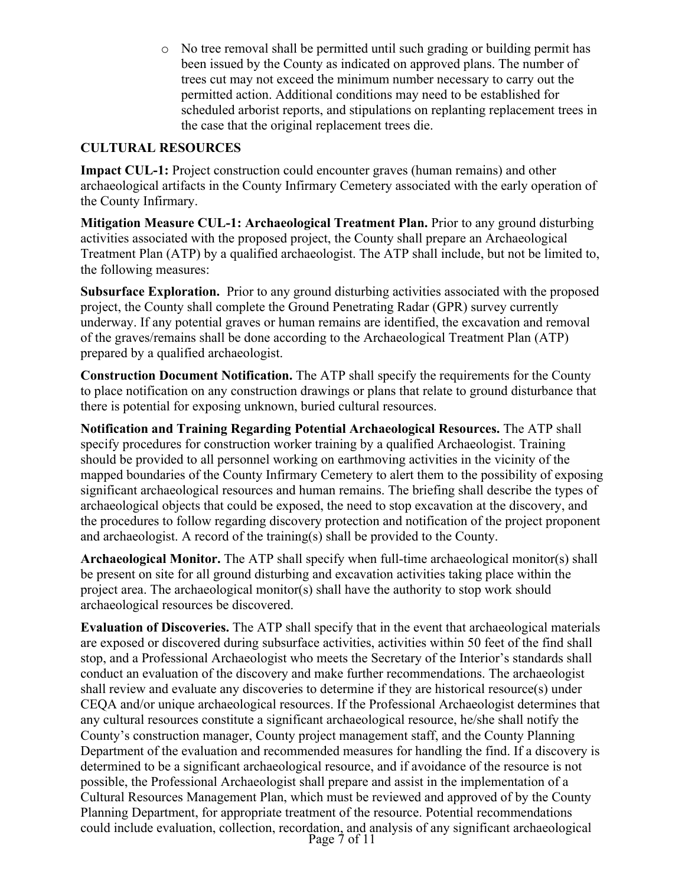- No tree removal shall be permitted until such grading or building permit has been issued by the County as indicated on approved plans. The number of trees cut may not exceed the minimum number necessary to carry out the permitted action. Additional conditions may need to be established for scheduled arborist reports, and stipulations on replanting replacement trees in the case that the original replacement trees die.

## CULTURAL RESOURCES

**Impact CUL-1:** Project construction could encounter graves (human remains) and other archaeological artifacts in the County Infirmary Cemetery associated with the early operation of the County Infirmary.

**Mitigation Measure CUL-1: Archaeological Treatment Plan.** Prior to any ground disturbing activities associated with the proposed project, the County shall prepare an Archaeological Treatment Plan (ATP) by a qualified archaeologist. The ATP shall include, but not be limited to, the following measures:

**Subsurface Exploration.** Prior to any ground disturbing activities associated with the proposed project, the County shall complete the Ground Penetrating Radar (GPR) survey currently underway. If any potential graves or human remains are identified, the excavation and removal of the graves/remains shall be done according to the Archaeological Treatment Plan (ATP) prepared by a qualified archaeologist.

**Construction Document Notification.** The ATP shall specify the requirements for the County to place notification on any construction drawings or plans that relate to ground disturbance that there is potential for exposing unknown, buried cultural resources.

**Notification and Training Regarding Potential Archaeological Resources.** The ATP shall specify procedures for construction worker training by a qualified Archaeologist. Training should be provided to all personnel working on earthmoving activities in the vicinity of the mapped boundaries of the County Infirmary Cemetery to alert them to the possibility of exposing significant archaeological resources and human remains. The briefing shall describe the types of archaeological objects that could be exposed, the need to stop excavation at the discovery, and the procedures to follow regarding discovery protection and notification of the project proponent and archaeologist. A record of the training(s) shall be provided to the County.

**Archaeological Monitor.** The ATP shall specify when full-time archaeological monitor(s) shall be present on site for all ground disturbing and excavation activities taking place within the project area. The archaeological monitor(s) shall have the authority to stop work should archaeological resources be discovered.

**Evaluation of Discoveries.** The ATP shall specify that in the event that archaeological materials are exposed or discovered during subsurface activities, activities within 50 feet of the find shall stop, and a Professional Archaeologist who meets the Secretary of the Interior's standards shall conduct an evaluation of the discovery and make further recommendations. The archaeologist shall review and evaluate any discoveries to determine if they are historical resource(s) under CEQA and/or unique archaeological resources. If the Professional Archaeologist determines that any cultural resources constitute a significant archaeological resource, he/she shall notify the County's construction manager, County project management staff, and the County Planning Department of the evaluation and recommended measures for handling the find. If a discovery is determined to be a significant archaeological resource, and if avoidance of the resource is not possible, the Professional Archaeologist shall prepare and assist in the implementation of a Cultural Resources Management Plan, which must be reviewed and approved of by the County Planning Department, for appropriate treatment of the resource. Potential recommendations could include evaluation, collection, recordation, and analysis of any significant archaeological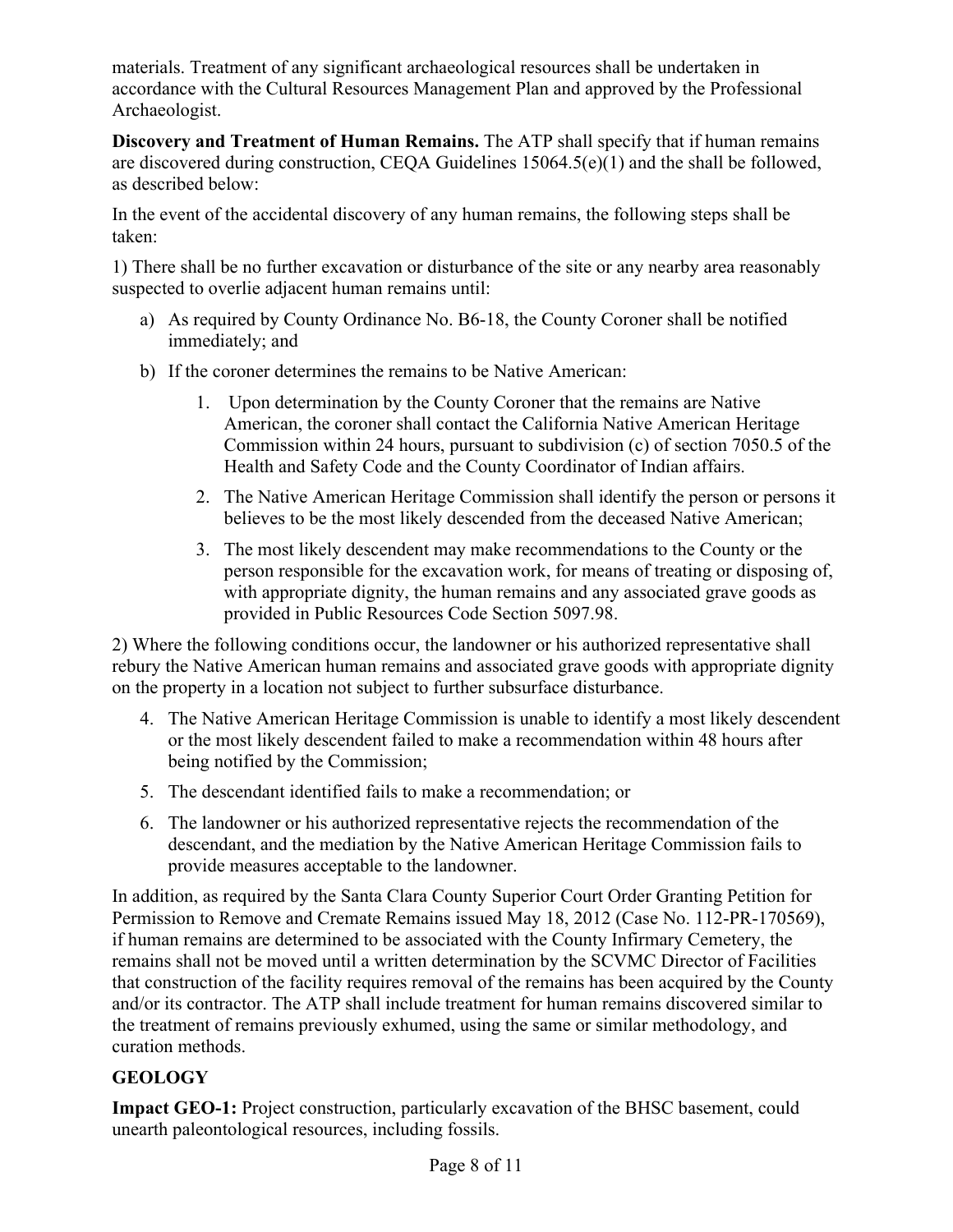materials. Treatment of any significant archaeological resources shall be undertaken in accordance with the Cultural Resources Management Plan and approved by the Professional Archaeologist.

**Discovery and Treatment of Human Remains.** The ATP shall specify that if human remains are discovered during construction, CEQA Guidelines 15064.5(e)(1) and the shall be followed, as described below:

In the event of the accidental discovery of any human remains, the following steps shall be taken:

1) There shall be no further excavation or disturbance of the site or any nearby area reasonably suspected to overlie adjacent human remains until:

a) As required by County Ordinance No. B6-18, the County Coroner shall be notified immediately; and

b) If the coroner determines the remains to be Native American:

1. Upon determination by the County Coroner that the remains are Native American, the coroner shall contact the California Native American Heritage Commission within 24 hours, pursuant to subdivision (c) of section 7050.5 of the Health and Safety Code and the County Coordinator of Indian affairs.
2. The Native American Heritage Commission shall identify the person or persons it believes to be the most likely descended from the deceased Native American;
3. The most likely descendent may make recommendations to the County or the person responsible for the excavation work, for means of treating or disposing of, with appropriate dignity, the human remains and any associated grave goods as provided in Public Resources Code Section 5097.98.

2) Where the following conditions occur, the landowner or his authorized representative shall rebury the Native American human remains and associated grave goods with appropriate dignity on the property in a location not subject to further subsurface disturbance.

4. The Native American Heritage Commission is unable to identify a most likely descendent or the most likely descendent failed to make a recommendation within 48 hours after being notified by the Commission;
5. The descendant identified fails to make a recommendation; or
6. The landowner or his authorized representative rejects the recommendation of the descendant, and the mediation by the Native American Heritage Commission fails to provide measures acceptable to the landowner.

In addition, as required by the Santa Clara County Superior Court Order Granting Petition for Permission to Remove and Cremate Remains issued May 18, 2012 (Case No. 112-PR-170569), if human remains are determined to be associated with the County Infirmary Cemetery, the remains shall not be moved until a written determination by the SCVMC Director of Facilities that construction of the facility requires removal of the remains has been acquired by the County and/or its contractor. The ATP shall include treatment for human remains discovered similar to the treatment of remains previously exhumed, using the same or similar methodology, and curation methods.

## GEOLOGY

**Impact GEO-1:** Project construction, particularly excavation of the BHSC basement, could unearth paleontological resources, including fossils.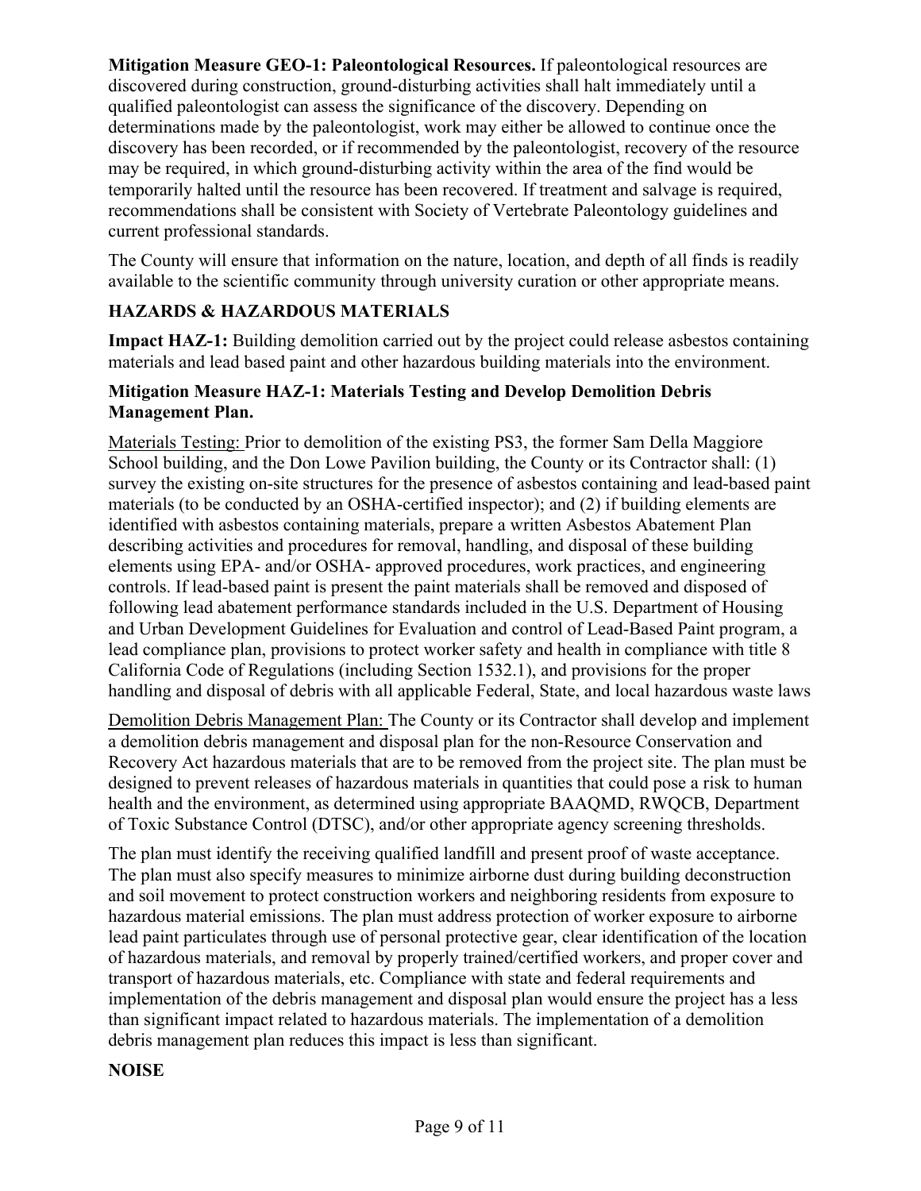**Mitigation Measure GEO-1: Paleontological Resources.** If paleontological resources are discovered during construction, ground-disturbing activities shall halt immediately until a qualified paleontologist can assess the significance of the discovery. Depending on determinations made by the paleontologist, work may either be allowed to continue once the discovery has been recorded, or if recommended by the paleontologist, recovery of the resource may be required, in which ground-disturbing activity within the area of the find would be temporarily halted until the resource has been recovered. If treatment and salvage is required, recommendations shall be consistent with Society of Vertebrate Paleontology guidelines and current professional standards.

The County will ensure that information on the nature, location, and depth of all finds is readily available to the scientific community through university curation or other appropriate means.

## HAZARDS & HAZARDOUS MATERIALS

**Impact HAZ-1:** Building demolition carried out by the project could release asbestos containing materials and lead based paint and other hazardous building materials into the environment.

**Mitigation Measure HAZ-1: Materials Testing and Develop Demolition Debris Management Plan.**

Materials Testing: Prior to demolition of the existing PS3, the former Sam Della Maggiore School building, and the Don Lowe Pavilion building, the County or its Contractor shall: (1) survey the existing on-site structures for the presence of asbestos containing and lead-based paint materials (to be conducted by an OSHA-certified inspector); and (2) if building elements are identified with asbestos containing materials, prepare a written Asbestos Abatement Plan describing activities and procedures for removal, handling, and disposal of these building elements using EPA- and/or OSHA- approved procedures, work practices, and engineering controls. If lead-based paint is present the paint materials shall be removed and disposed of following lead abatement performance standards included in the U.S. Department of Housing and Urban Development Guidelines for Evaluation and control of Lead-Based Paint program, a lead compliance plan, provisions to protect worker safety and health in compliance with title 8 California Code of Regulations (including Section 1532.1), and provisions for the proper handling and disposal of debris with all applicable Federal, State, and local hazardous waste laws

Demolition Debris Management Plan: The County or its Contractor shall develop and implement a demolition debris management and disposal plan for the non-Resource Conservation and Recovery Act hazardous materials that are to be removed from the project site. The plan must be designed to prevent releases of hazardous materials in quantities that could pose a risk to human health and the environment, as determined using appropriate BAAQMD, RWQCB, Department of Toxic Substance Control (DTSC), and/or other appropriate agency screening thresholds.

The plan must identify the receiving qualified landfill and present proof of waste acceptance. The plan must also specify measures to minimize airborne dust during building deconstruction and soil movement to protect construction workers and neighboring residents from exposure to hazardous material emissions. The plan must address protection of worker exposure to airborne lead paint particulates through use of personal protective gear, clear identification of the location of hazardous materials, and removal by properly trained/certified workers, and proper cover and transport of hazardous materials, etc. Compliance with state and federal requirements and implementation of the debris management and disposal plan would ensure the project has a less than significant impact related to hazardous materials. The implementation of a demolition debris management plan reduces this impact is less than significant.

## NOISE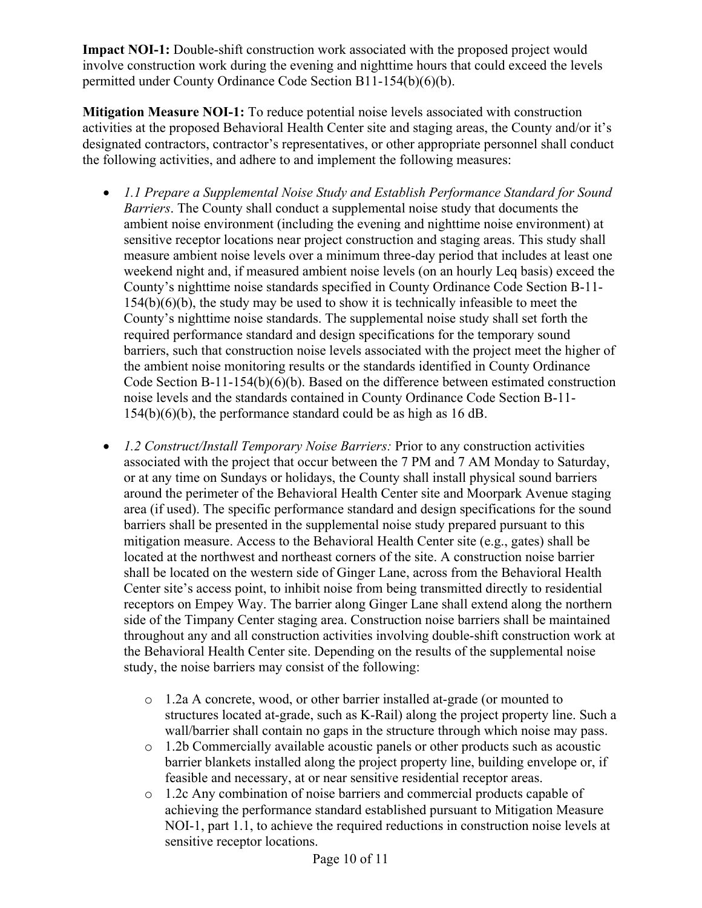**Impact NOI-1:** Double-shift construction work associated with the proposed project would involve construction work during the evening and nighttime hours that could exceed the levels permitted under County Ordinance Code Section B11-154(b)(6)(b).

**Mitigation Measure NOI-1:** To reduce potential noise levels associated with construction activities at the proposed Behavioral Health Center site and staging areas, the County and/or it's designated contractors, contractor's representatives, or other appropriate personnel shall conduct the following activities, and adhere to and implement the following measures:

- *1.1 Prepare a Supplemental Noise Study and Establish Performance Standard for Sound Barriers*. The County shall conduct a supplemental noise study that documents the ambient noise environment (including the evening and nighttime noise environment) at sensitive receptor locations near project construction and staging areas. This study shall measure ambient noise levels over a minimum three-day period that includes at least one weekend night and, if measured ambient noise levels (on an hourly Leq basis) exceed the County's nighttime noise standards specified in County Ordinance Code Section B-11-154(b)(6)(b), the study may be used to show it is technically infeasible to meet the County's nighttime noise standards. The supplemental noise study shall set forth the required performance standard and design specifications for the temporary sound barriers, such that construction noise levels associated with the project meet the higher of the ambient noise monitoring results or the standards identified in County Ordinance Code Section B-11-154(b)(6)(b). Based on the difference between estimated construction noise levels and the standards contained in County Ordinance Code Section B-11-154(b)(6)(b), the performance standard could be as high as 16 dB.

- *1.2 Construct/Install Temporary Noise Barriers:* Prior to any construction activities associated with the project that occur between the 7 PM and 7 AM Monday to Saturday, or at any time on Sundays or holidays, the County shall install physical sound barriers around the perimeter of the Behavioral Health Center site and Moorpark Avenue staging area (if used). The specific performance standard and design specifications for the sound barriers shall be presented in the supplemental noise study prepared pursuant to this mitigation measure. Access to the Behavioral Health Center site (e.g., gates) shall be located at the northwest and northeast corners of the site. A construction noise barrier shall be located on the western side of Ginger Lane, across from the Behavioral Health Center site's access point, to inhibit noise from being transmitted directly to residential receptors on Empey Way. The barrier along Ginger Lane shall extend along the northern side of the Timpany Center staging area. Construction noise barriers shall be maintained throughout any and all construction activities involving double-shift construction work at the Behavioral Health Center site. Depending on the results of the supplemental noise study, the noise barriers may consist of the following:

  - 1.2a A concrete, wood, or other barrier installed at-grade (or mounted to structures located at-grade, such as K-Rail) along the project property line. Such a wall/barrier shall contain no gaps in the structure through which noise may pass.
  - 1.2b Commercially available acoustic panels or other products such as acoustic barrier blankets installed along the project property line, building envelope or, if feasible and necessary, at or near sensitive residential receptor areas.
  - 1.2c Any combination of noise barriers and commercial products capable of achieving the performance standard established pursuant to Mitigation Measure NOI-1, part 1.1, to achieve the required reductions in construction noise levels at sensitive receptor locations.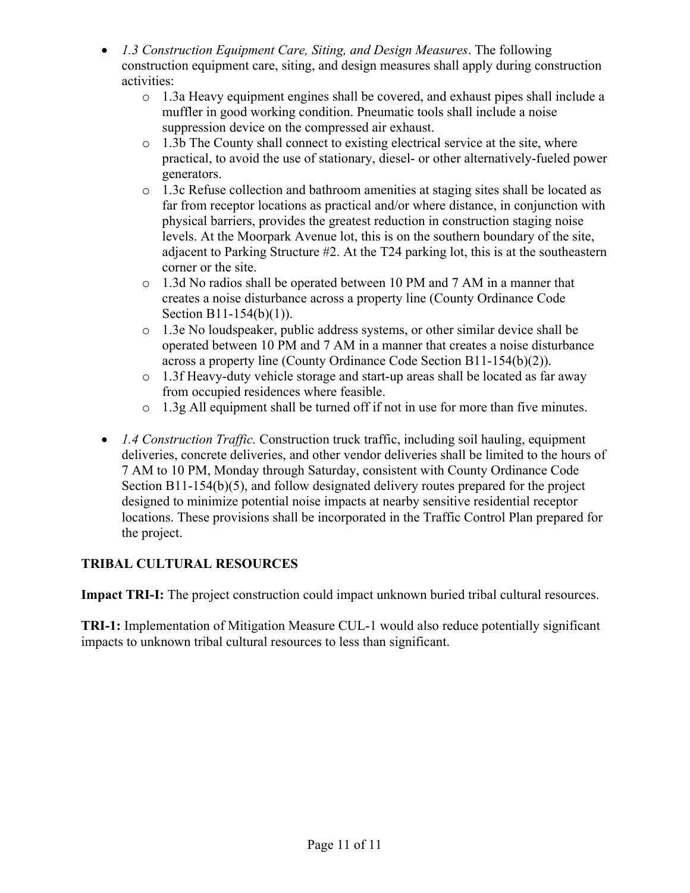- *1.3 Construction Equipment Care, Siting, and Design Measures*. The following construction equipment care, siting, and design measures shall apply during construction activities:
  - 1.3a Heavy equipment engines shall be covered, and exhaust pipes shall include a muffler in good working condition. Pneumatic tools shall include a noise suppression device on the compressed air exhaust.
  - 1.3b The County shall connect to existing electrical service at the site, where practical, to avoid the use of stationary, diesel- or other alternatively-fueled power generators.
  - 1.3c Refuse collection and bathroom amenities at staging sites shall be located as far from receptor locations as practical and/or where distance, in conjunction with physical barriers, provides the greatest reduction in construction staging noise levels. At the Moorpark Avenue lot, this is on the southern boundary of the site, adjacent to Parking Structure #2. At the T24 parking lot, this is at the southeastern corner or the site.
  - 1.3d No radios shall be operated between 10 PM and 7 AM in a manner that creates a noise disturbance across a property line (County Ordinance Code Section B11-154(b)(1)).
  - 1.3e No loudspeaker, public address systems, or other similar device shall be operated between 10 PM and 7 AM in a manner that creates a noise disturbance across a property line (County Ordinance Code Section B11-154(b)(2)).
  - 1.3f Heavy-duty vehicle storage and start-up areas shall be located as far away from occupied residences where feasible.
  - 1.3g All equipment shall be turned off if not in use for more than five minutes.

- *1.4 Construction Traffic.* Construction truck traffic, including soil hauling, equipment deliveries, concrete deliveries, and other vendor deliveries shall be limited to the hours of 7 AM to 10 PM, Monday through Saturday, consistent with County Ordinance Code Section B11-154(b)(5), and follow designated delivery routes prepared for the project designed to minimize potential noise impacts at nearby sensitive residential receptor locations. These provisions shall be incorporated in the Traffic Control Plan prepared for the project.

**TRIBAL CULTURAL RESOURCES**

**Impact TRI-I:** The project construction could impact unknown buried tribal cultural resources.

**TRI-1:** Implementation of Mitigation Measure CUL-1 would also reduce potentially significant impacts to unknown tribal cultural resources to less than significant.